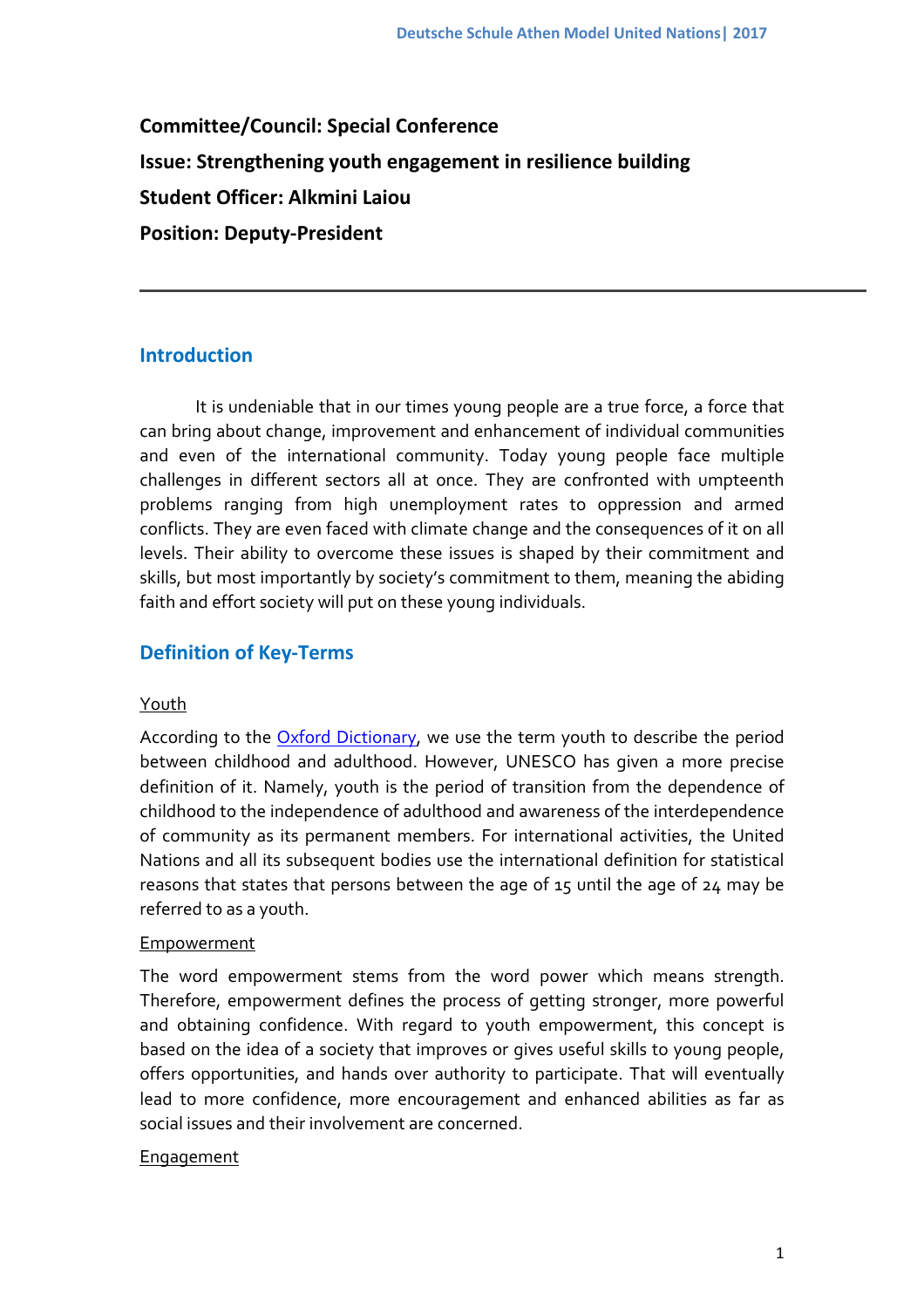**Committee/Council: Special Conference**

**Issue: Strengthening youth engagement in resilience building**

**Student Officer: Alkmini Laiou**

**Position: Deputy-President**

---

## Introduction

It is undeniable that in our times young people are a true force, a force that can bring about change, improvement and enhancement of individual communities and even of the international community. Today young people face multiple challenges in different sectors all at once. They are confronted with umpteenth problems ranging from high unemployment rates to oppression and armed conflicts. They are even faced with climate change and the consequences of it on all levels. Their ability to overcome these issues is shaped by their commitment and skills, but most importantly by society's commitment to them, meaning the abiding faith and effort society will put on these young individuals.

## Definition of Key-Terms

### Youth

According to the Oxford Dictionary, we use the term youth to describe the period between childhood and adulthood. However, UNESCO has given a more precise definition of it. Namely, youth is the period of transition from the dependence of childhood to the independence of adulthood and awareness of the interdependence of community as its permanent members. For international activities, the United Nations and all its subsequent bodies use the international definition for statistical reasons that states that persons between the age of 15 until the age of 24 may be referred to as a youth.

### Empowerment

The word empowerment stems from the word power which means strength. Therefore, empowerment defines the process of getting stronger, more powerful and obtaining confidence. With regard to youth empowerment, this concept is based on the idea of a society that improves or gives useful skills to young people, offers opportunities, and hands over authority to participate. That will eventually lead to more confidence, more encouragement and enhanced abilities as far as social issues and their involvement are concerned.

### Engagement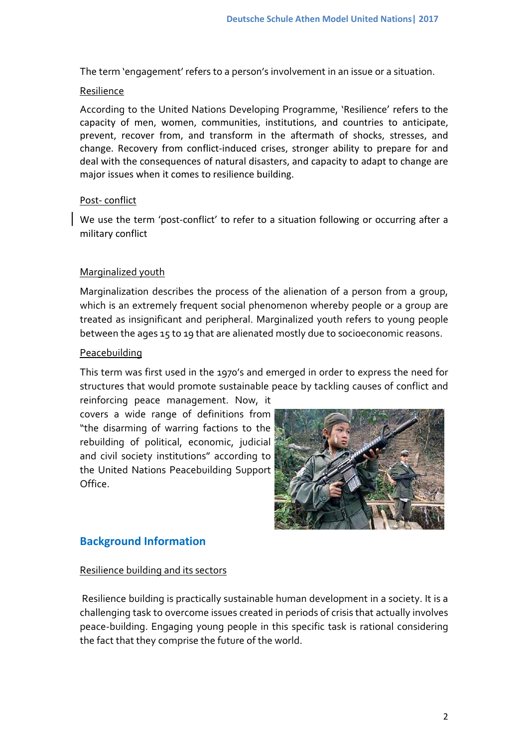The term 'engagement' refers to a person's involvement in an issue or a situation.

Resilience

According to the United Nations Developing Programme, 'Resilience' refers to the capacity of men, women, communities, institutions, and countries to anticipate, prevent, recover from, and transform in the aftermath of shocks, stresses, and change. Recovery from conflict-induced crises, stronger ability to prepare for and deal with the consequences of natural disasters, and capacity to adapt to change are major issues when it comes to resilience building.

Post- conflict

We use the term 'post-conflict' to refer to a situation following or occurring after a military conflict

Marginalized youth

Marginalization describes the process of the alienation of a person from a group, which is an extremely frequent social phenomenon whereby people or a group are treated as insignificant and peripheral. Marginalized youth refers to young people between the ages 15 to 19 that are alienated mostly due to socioeconomic reasons.

Peacebuilding

This term was first used in the 1970's and emerged in order to express the need for structures that would promote sustainable peace by tackling causes of conflict and reinforcing peace management. Now, it covers a wide range of definitions from "the disarming of warring factions to the rebuilding of political, economic, judicial and civil society institutions" according to the United Nations Peacebuilding Support Office.

## Background Information

Resilience building and its sectors

Resilience building is practically sustainable human development in a society. It is a challenging task to overcome issues created in periods of crisis that actually involves peace-building. Engaging young people in this specific task is rational considering the fact that they comprise the future of the world.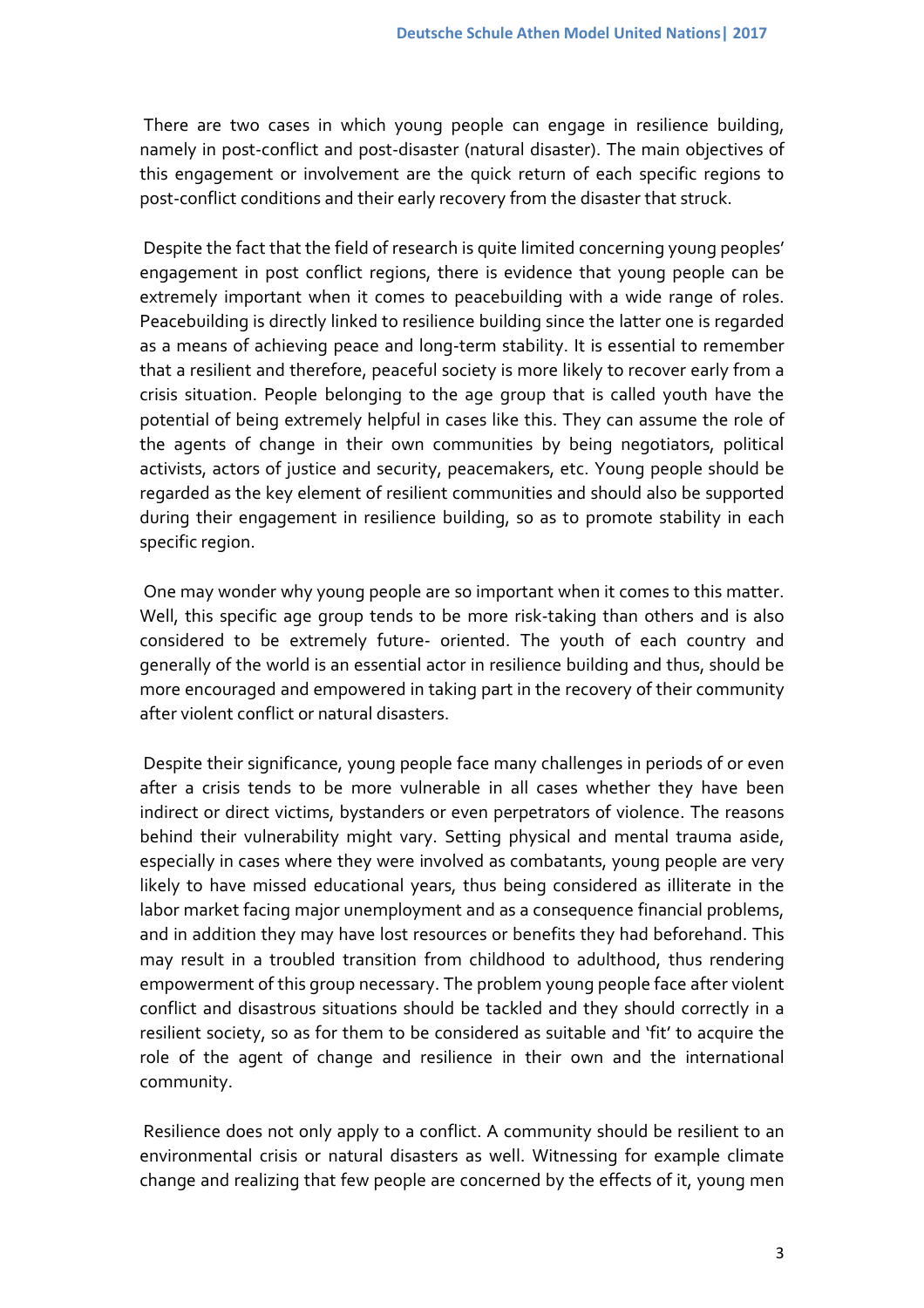There are two cases in which young people can engage in resilience building, namely in post-conflict and post-disaster (natural disaster). The main objectives of this engagement or involvement are the quick return of each specific regions to post-conflict conditions and their early recovery from the disaster that struck.

Despite the fact that the field of research is quite limited concerning young peoples' engagement in post conflict regions, there is evidence that young people can be extremely important when it comes to peacebuilding with a wide range of roles. Peacebuilding is directly linked to resilience building since the latter one is regarded as a means of achieving peace and long-term stability. It is essential to remember that a resilient and therefore, peaceful society is more likely to recover early from a crisis situation. People belonging to the age group that is called youth have the potential of being extremely helpful in cases like this. They can assume the role of the agents of change in their own communities by being negotiators, political activists, actors of justice and security, peacemakers, etc. Young people should be regarded as the key element of resilient communities and should also be supported during their engagement in resilience building, so as to promote stability in each specific region.

One may wonder why young people are so important when it comes to this matter. Well, this specific age group tends to be more risk-taking than others and is also considered to be extremely future- oriented. The youth of each country and generally of the world is an essential actor in resilience building and thus, should be more encouraged and empowered in taking part in the recovery of their community after violent conflict or natural disasters.

Despite their significance, young people face many challenges in periods of or even after a crisis tends to be more vulnerable in all cases whether they have been indirect or direct victims, bystanders or even perpetrators of violence. The reasons behind their vulnerability might vary. Setting physical and mental trauma aside, especially in cases where they were involved as combatants, young people are very likely to have missed educational years, thus being considered as illiterate in the labor market facing major unemployment and as a consequence financial problems, and in addition they may have lost resources or benefits they had beforehand. This may result in a troubled transition from childhood to adulthood, thus rendering empowerment of this group necessary. The problem young people face after violent conflict and disastrous situations should be tackled and they should correctly in a resilient society, so as for them to be considered as suitable and 'fit' to acquire the role of the agent of change and resilience in their own and the international community.

Resilience does not only apply to a conflict. A community should be resilient to an environmental crisis or natural disasters as well. Witnessing for example climate change and realizing that few people are concerned by the effects of it, young men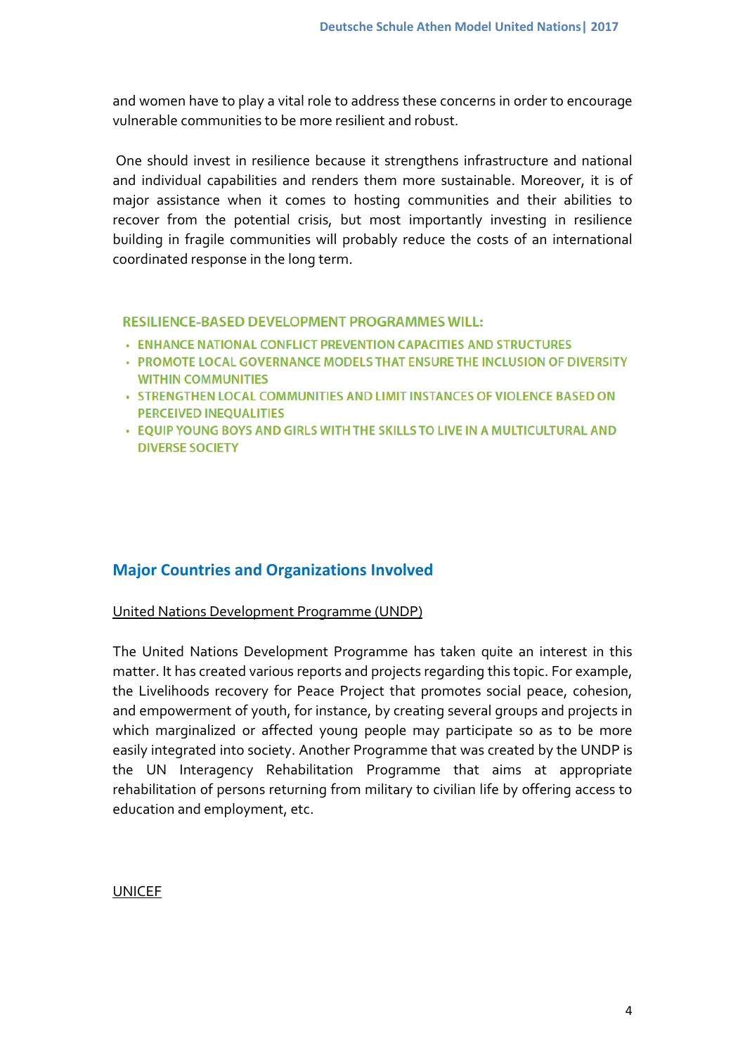and women have to play a vital role to address these concerns in order to encourage vulnerable communities to be more resilient and robust.

One should invest in resilience because it strengthens infrastructure and national and individual capabilities and renders them more sustainable. Moreover, it is of major assistance when it comes to hosting communities and their abilities to recover from the potential crisis, but most importantly investing in resilience building in fragile communities will probably reduce the costs of an international coordinated response in the long term.

**RESILIENCE-BASED DEVELOPMENT PROGRAMMES WILL:**

- **ENHANCE NATIONAL CONFLICT PREVENTION CAPACITIES AND STRUCTURES**
- **PROMOTE LOCAL GOVERNANCE MODELS THAT ENSURE THE INCLUSION OF DIVERSITY WITHIN COMMUNITIES**
- **STRENGTHEN LOCAL COMMUNITIES AND LIMIT INSTANCES OF VIOLENCE BASED ON PERCEIVED INEQUALITIES**
- **EQUIP YOUNG BOYS AND GIRLS WITH THE SKILLS TO LIVE IN A MULTICULTURAL AND DIVERSE SOCIETY**

## Major Countries and Organizations Involved

United Nations Development Programme (UNDP)

The United Nations Development Programme has taken quite an interest in this matter. It has created various reports and projects regarding this topic. For example, the Livelihoods recovery for Peace Project that promotes social peace, cohesion, and empowerment of youth, for instance, by creating several groups and projects in which marginalized or affected young people may participate so as to be more easily integrated into society. Another Programme that was created by the UNDP is the UN Interagency Rehabilitation Programme that aims at appropriate rehabilitation of persons returning from military to civilian life by offering access to education and employment, etc.

UNICEF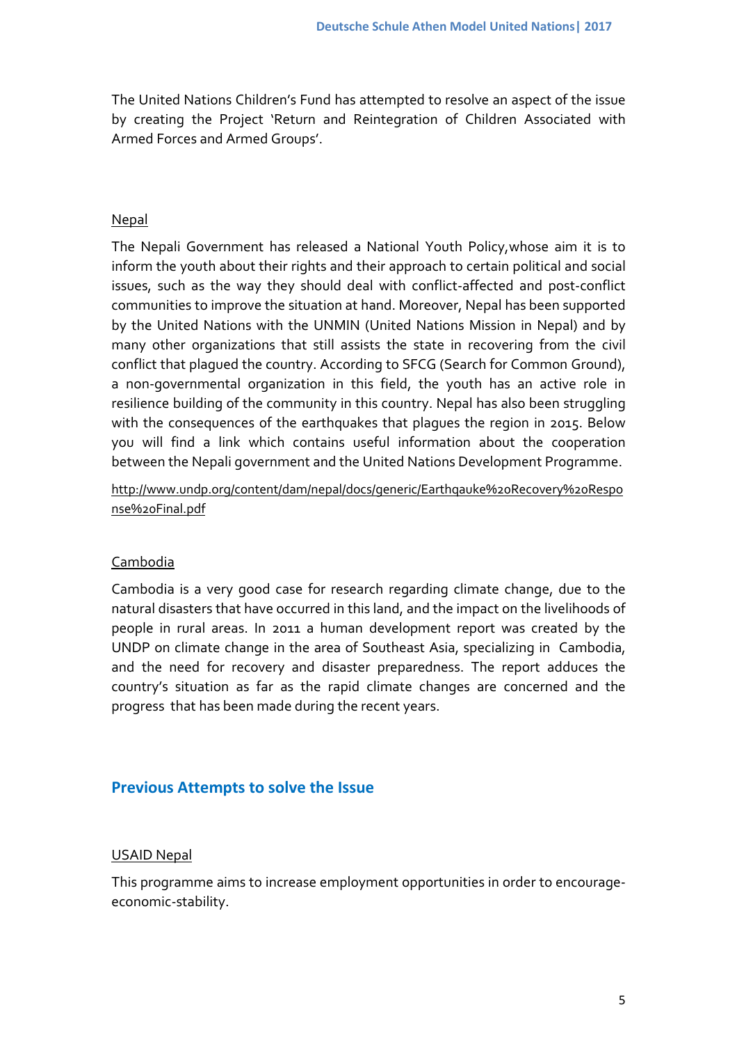The United Nations Children's Fund has attempted to resolve an aspect of the issue by creating the Project 'Return and Reintegration of Children Associated with Armed Forces and Armed Groups'.

Nepal

The Nepali Government has released a National Youth Policy,whose aim it is to inform the youth about their rights and their approach to certain political and social issues, such as the way they should deal with conflict-affected and post-conflict communities to improve the situation at hand. Moreover, Nepal has been supported by the United Nations with the UNMIN (United Nations Mission in Nepal) and by many other organizations that still assists the state in recovering from the civil conflict that plagued the country. According to SFCG (Search for Common Ground), a non-governmental organization in this field, the youth has an active role in resilience building of the community in this country. Nepal has also been struggling with the consequences of the earthquakes that plagues the region in 2015. Below you will find a link which contains useful information about the cooperation between the Nepali government and the United Nations Development Programme.

http://www.undp.org/content/dam/nepal/docs/generic/Earthqauke%20Recovery%20Response%20Final.pdf

Cambodia

Cambodia is a very good case for research regarding climate change, due to the natural disasters that have occurred in this land, and the impact on the livelihoods of people in rural areas. In 2011 a human development report was created by the UNDP on climate change in the area of Southeast Asia, specializing in Cambodia, and the need for recovery and disaster preparedness. The report adduces the country's situation as far as the rapid climate changes are concerned and the progress that has been made during the recent years.

## Previous Attempts to solve the Issue

USAID Nepal

This programme aims to increase employment opportunities in order to encourage-economic-stability.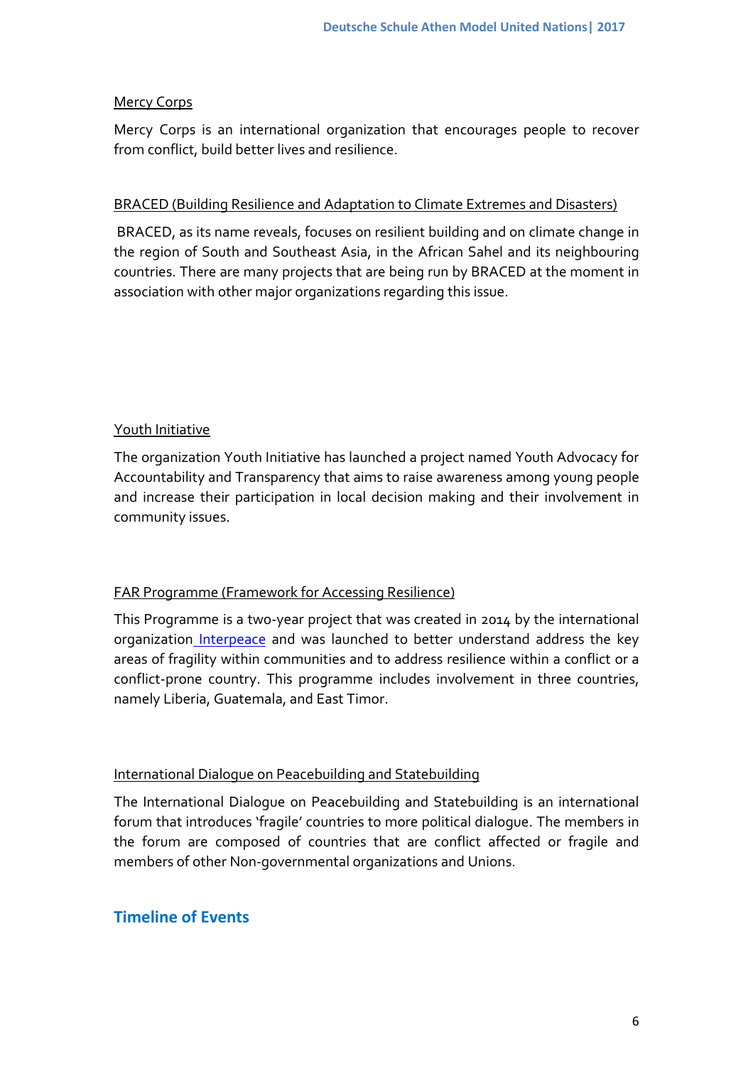Mercy Corps

Mercy Corps is an international organization that encourages people to recover from conflict, build better lives and resilience.

BRACED (Building Resilience and Adaptation to Climate Extremes and Disasters)

BRACED, as its name reveals, focuses on resilient building and on climate change in the region of South and Southeast Asia, in the African Sahel and its neighbouring countries. There are many projects that are being run by BRACED at the moment in association with other major organizations regarding this issue.

Youth Initiative

The organization Youth Initiative has launched a project named Youth Advocacy for Accountability and Transparency that aims to raise awareness among young people and increase their participation in local decision making and their involvement in community issues.

FAR Programme (Framework for Accessing Resilience)

This Programme is a two-year project that was created in 2014 by the international organization Interpeace and was launched to better understand address the key areas of fragility within communities and to address resilience within a conflict or a conflict-prone country. This programme includes involvement in three countries, namely Liberia, Guatemala, and East Timor.

International Dialogue on Peacebuilding and Statebuilding

The International Dialogue on Peacebuilding and Statebuilding is an international forum that introduces 'fragile' countries to more political dialogue. The members in the forum are composed of countries that are conflict affected or fragile and members of other Non-governmental organizations and Unions.

## Timeline of Events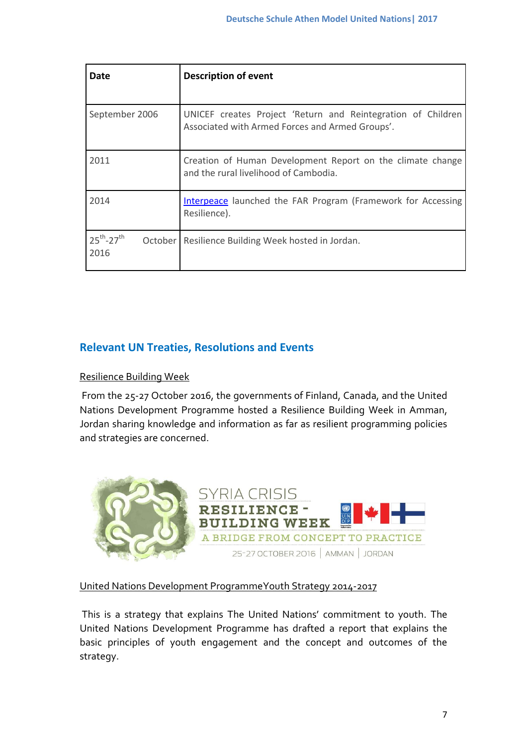| Date | Description of event |
|---|---|
| September 2006 | UNICEF creates Project 'Return and Reintegration of Children Associated with Armed Forces and Armed Groups'. |
| 2011 | Creation of Human Development Report on the climate change and the rural livelihood of Cambodia. |
| 2014 | Interpeace launched the FAR Program (Framework for Accessing Resilience). |
| 25th-27th October 2016 | Resilience Building Week hosted in Jordan. |

## Relevant UN Treaties, Resolutions and Events

Resilience Building Week

From the 25-27 October 2016, the governments of Finland, Canada, and the United Nations Development Programme hosted a Resilience Building Week in Amman, Jordan sharing knowledge and information as far as resilient programming policies and strategies are concerned.

United Nations Development ProgrammeYouth Strategy 2014-2017

This is a strategy that explains The United Nations' commitment to youth. The United Nations Development Programme has drafted a report that explains the basic principles of youth engagement and the concept and outcomes of the strategy.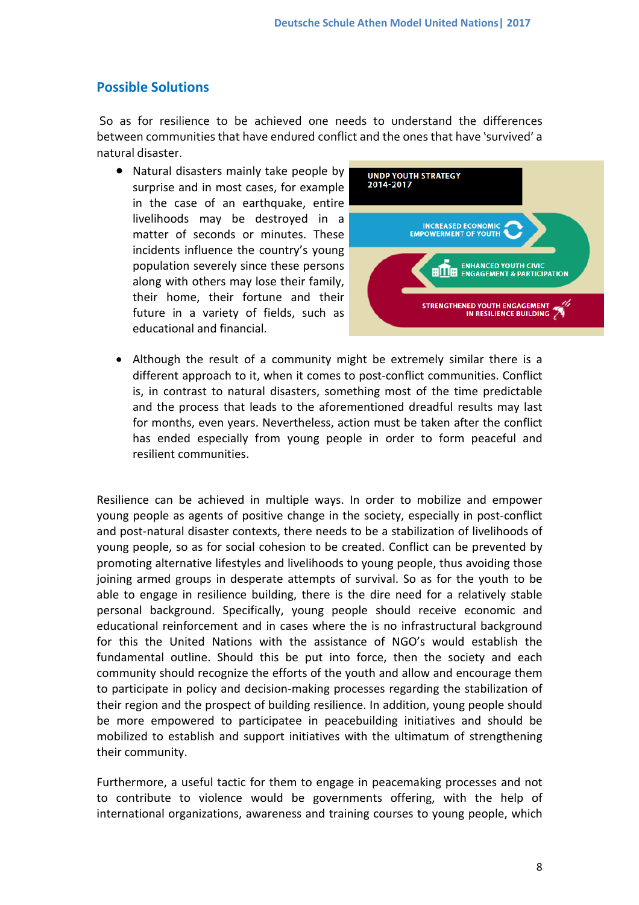## Possible Solutions

So as for resilience to be achieved one needs to understand the differences between communities that have endured conflict and the ones that have 'survived' a natural disaster.

- Natural disasters mainly take people by surprise and in most cases, for example in the case of an earthquake, entire livelihoods may be destroyed in a matter of seconds or minutes. These incidents influence the country's young population severely since these persons along with others may lose their family, their home, their fortune and their future in a variety of fields, such as educational and financial.

- Although the result of a community might be extremely similar there is a different approach to it, when it comes to post-conflict communities. Conflict is, in contrast to natural disasters, something most of the time predictable and the process that leads to the aforementioned dreadful results may last for months, even years. Nevertheless, action must be taken after the conflict has ended especially from young people in order to form peaceful and resilient communities.

Resilience can be achieved in multiple ways. In order to mobilize and empower young people as agents of positive change in the society, especially in post-conflict and post-natural disaster contexts, there needs to be a stabilization of livelihoods of young people, so as for social cohesion to be created. Conflict can be prevented by promoting alternative lifestyles and livelihoods to young people, thus avoiding those joining armed groups in desperate attempts of survival. So as for the youth to be able to engage in resilience building, there is the dire need for a relatively stable personal background. Specifically, young people should receive economic and educational reinforcement and in cases where the is no infrastructural background for this the United Nations with the assistance of NGO's would establish the fundamental outline. Should this be put into force, then the society and each community should recognize the efforts of the youth and allow and encourage them to participate in policy and decision-making processes regarding the stabilization of their region and the prospect of building resilience. In addition, young people should be more empowered to participatee in peacebuilding initiatives and should be mobilized to establish and support initiatives with the ultimatum of strengthening their community.

Furthermore, a useful tactic for them to engage in peacemaking processes and not to contribute to violence would be governments offering, with the help of international organizations, awareness and training courses to young people, which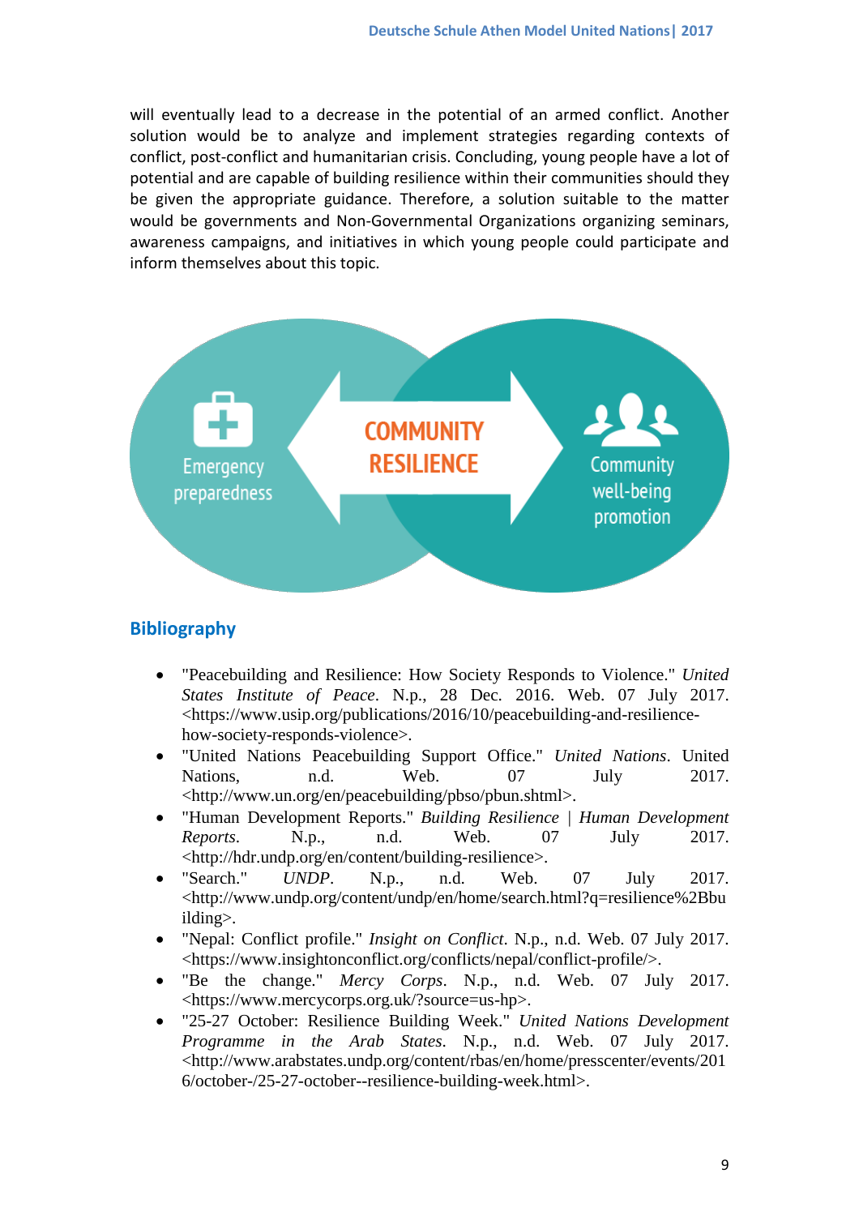will eventually lead to a decrease in the potential of an armed conflict. Another solution would be to analyze and implement strategies regarding contexts of conflict, post-conflict and humanitarian crisis. Concluding, young people have a lot of potential and are capable of building resilience within their communities should they be given the appropriate guidance. Therefore, a solution suitable to the matter would be governments and Non-Governmental Organizations organizing seminars, awareness campaigns, and initiatives in which young people could participate and inform themselves about this topic.

Emergency preparedness

COMMUNITY RESILIENCE

Community well-being promotion

## Bibliography

- "Peacebuilding and Resilience: How Society Responds to Violence." *United States Institute of Peace*. N.p., 28 Dec. 2016. Web. 07 July 2017. <https://www.usip.org/publications/2016/10/peacebuilding-and-resilience-how-society-responds-violence>.
- "United Nations Peacebuilding Support Office." *United Nations*. United Nations, n.d. Web. 07 July 2017. <http://www.un.org/en/peacebuilding/pbso/pbun.shtml>.
- "Human Development Reports." *Building Resilience | Human Development Reports*. N.p., n.d. Web. 07 July 2017. <http://hdr.undp.org/en/content/building-resilience>.
- "Search." *UNDP*. N.p., n.d. Web. 07 July 2017. <http://www.undp.org/content/undp/en/home/search.html?q=resilience%2Bbuilding>.
- "Nepal: Conflict profile." *Insight on Conflict*. N.p., n.d. Web. 07 July 2017. <https://www.insightonconflict.org/conflicts/nepal/conflict-profile/>.
- "Be the change." *Mercy Corps*. N.p., n.d. Web. 07 July 2017. <https://www.mercycorps.org.uk/?source=us-hp>.
- "25-27 October: Resilience Building Week." *United Nations Development Programme in the Arab States*. N.p., n.d. Web. 07 July 2017. <http://www.arabstates.undp.org/content/rbas/en/home/presscenter/events/2016/october-/25-27-october--resilience-building-week.html>.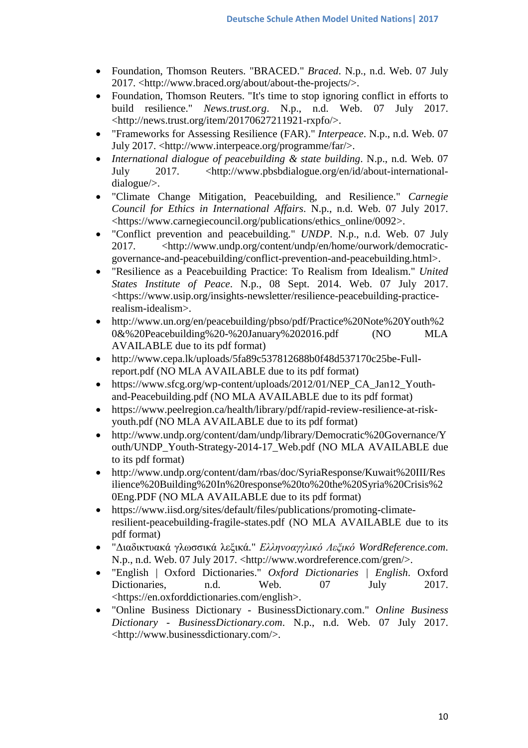- Foundation, Thomson Reuters. "BRACED." *Braced*. N.p., n.d. Web. 07 July 2017. <http://www.braced.org/about/about-the-projects/>.
- Foundation, Thomson Reuters. "It's time to stop ignoring conflict in efforts to build resilience." *News.trust.org*. N.p., n.d. Web. 07 July 2017. <http://news.trust.org/item/20170627211921-rxpfo/>.
- "Frameworks for Assessing Resilience (FAR)." *Interpeace*. N.p., n.d. Web. 07 July 2017. <http://www.interpeace.org/programme/far/>.
- *International dialogue of peacebuilding & state building*. N.p., n.d. Web. 07 July 2017. <http://www.pbsbdialogue.org/en/id/about-international-dialogue/>.
- "Climate Change Mitigation, Peacebuilding, and Resilience." *Carnegie Council for Ethics in International Affairs*. N.p., n.d. Web. 07 July 2017. <https://www.carnegiecouncil.org/publications/ethics_online/0092>.
- "Conflict prevention and peacebuilding." *UNDP*. N.p., n.d. Web. 07 July 2017. <http://www.undp.org/content/undp/en/home/ourwork/democratic-governance-and-peacebuilding/conflict-prevention-and-peacebuilding.html>.
- "Resilience as a Peacebuilding Practice: To Realism from Idealism." *United States Institute of Peace*. N.p., 08 Sept. 2014. Web. 07 July 2017. <https://www.usip.org/insights-newsletter/resilience-peacebuilding-practice-realism-idealism>.
- http://www.un.org/en/peacebuilding/pbso/pdf/Practice%20Note%20Youth%20&%20Peacebuilding%20-%20January%202016.pdf (NO MLA AVAILABLE due to its pdf format)
- http://www.cepa.lk/uploads/5fa89c537812688b0f48d537170c25be-Full-report.pdf (NO MLA AVAILABLE due to its pdf format)
- https://www.sfcg.org/wp-content/uploads/2012/01/NEP_CA_Jan12_Youth-and-Peacebuilding.pdf (NO MLA AVAILABLE due to its pdf format)
- https://www.peelregion.ca/health/library/pdf/rapid-review-resilience-at-risk-youth.pdf (NO MLA AVAILABLE due to its pdf format)
- http://www.undp.org/content/dam/undp/library/Democratic%20Governance/Youth/UNDP_Youth-Strategy-2014-17_Web.pdf (NO MLA AVAILABLE due to its pdf format)
- http://www.undp.org/content/dam/rbas/doc/SyriaResponse/Kuwait%20III/Resilience%20Building%20In%20response%20to%20the%20Syria%20Crisis%20Eng.PDF (NO MLA AVAILABLE due to its pdf format)
- https://www.iisd.org/sites/default/files/publications/promoting-climate-resilient-peacebuilding-fragile-states.pdf (NO MLA AVAILABLE due to its pdf format)
- "Διαδικτυακά γλωσσικά λεξικά." *Ελληνοαγγλικό Λεξικό WordReference.com*. N.p., n.d. Web. 07 July 2017. <http://www.wordreference.com/gren/>.
- "English | Oxford Dictionaries." *Oxford Dictionaries | English*. Oxford Dictionaries, n.d. Web. 07 July 2017. <https://en.oxforddictionaries.com/english>.
- "Online Business Dictionary - BusinessDictionary.com." *Online Business Dictionary - BusinessDictionary.com*. N.p., n.d. Web. 07 July 2017. <http://www.businessdictionary.com/>.